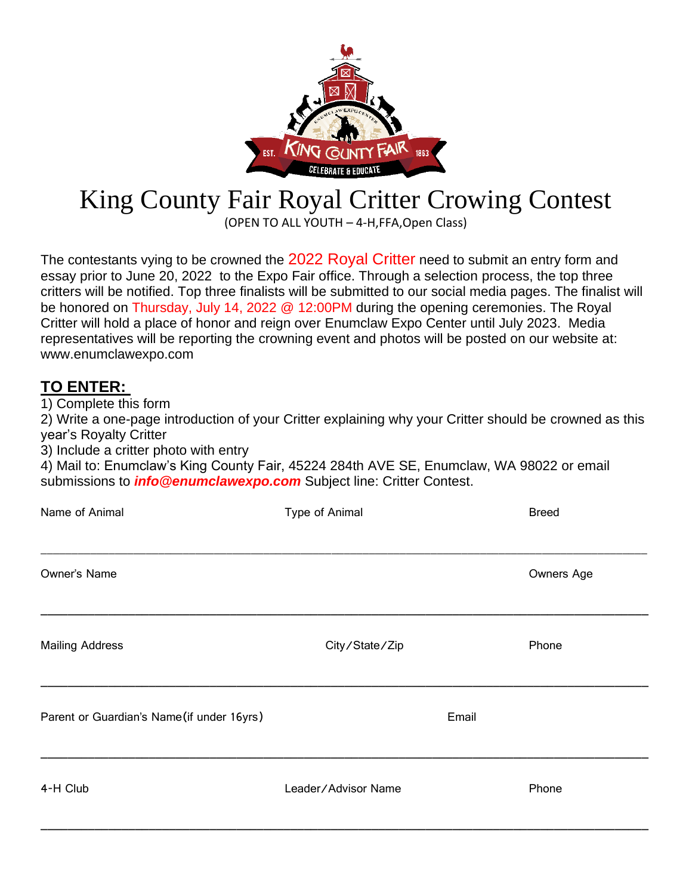# King County Fair Royal Critter Crowing Contest

(OPEN TO ALL YOUTH – 4-H,FFA,Open Class)

The contestants vying to be crowned the 2022 Royal Critter need to submit an entry form and essay prior to June 20, 2022 to the Expo Fair office. Through a selection process, the top three critters will be notified. Top three finalists will be submitted to our social media pages. The finalist will be honored on Thursday, July 14, 2022 @ 12:00PM during the opening ceremonies. The Royal Critter will hold a place of honor and reign over Enumclaw Expo Center until July 2023. Media representatives will be reporting the crowning event and photos will be posted on our website at: www.enumclawexpo.com

## TO ENTER:

1) Complete this form
2) Write a one-page introduction of your Critter explaining why your Critter should be crowned as this year's Royalty Critter
3) Include a critter photo with entry
4) Mail to: Enumclaw's King County Fair, 45224 284th AVE SE, Enumclaw, WA 98022 or email submissions to ***info@enumclawexpo.com*** Subject line: Critter Contest.

Name of Animal &nbsp;&nbsp;&nbsp;&nbsp; Type of Animal &nbsp;&nbsp;&nbsp;&nbsp; Breed

\_\_\_\_\_\_\_\_\_\_\_\_\_\_\_\_\_\_\_\_\_\_\_\_\_\_\_\_\_\_\_\_\_\_\_\_\_\_\_\_\_\_\_\_\_\_\_\_\_\_\_\_\_\_\_\_\_\_\_\_\_\_\_\_\_\_\_\_\_\_

Owner's Name &nbsp;&nbsp;&nbsp;&nbsp; Owners Age

\_\_\_\_\_\_\_\_\_\_\_\_\_\_\_\_\_\_\_\_\_\_\_\_\_\_\_\_\_\_\_\_\_\_\_\_\_\_\_\_\_\_\_\_\_\_\_\_\_\_\_\_\_\_\_\_\_\_\_\_\_\_\_\_\_\_\_\_\_\_

Mailing Address &nbsp;&nbsp;&nbsp;&nbsp; City/State/Zip &nbsp;&nbsp;&nbsp;&nbsp; Phone

\_\_\_\_\_\_\_\_\_\_\_\_\_\_\_\_\_\_\_\_\_\_\_\_\_\_\_\_\_\_\_\_\_\_\_\_\_\_\_\_\_\_\_\_\_\_\_\_\_\_\_\_\_\_\_\_\_\_\_\_\_\_\_\_\_\_\_\_\_\_

Parent or Guardian's Name(if under 16yrs) &nbsp;&nbsp;&nbsp;&nbsp; Email

\_\_\_\_\_\_\_\_\_\_\_\_\_\_\_\_\_\_\_\_\_\_\_\_\_\_\_\_\_\_\_\_\_\_\_\_\_\_\_\_\_\_\_\_\_\_\_\_\_\_\_\_\_\_\_\_\_\_\_\_\_\_\_\_\_\_\_\_\_\_

4-H Club &nbsp;&nbsp;&nbsp;&nbsp; Leader/Advisor Name &nbsp;&nbsp;&nbsp;&nbsp; Phone

\_\_\_\_\_\_\_\_\_\_\_\_\_\_\_\_\_\_\_\_\_\_\_\_\_\_\_\_\_\_\_\_\_\_\_\_\_\_\_\_\_\_\_\_\_\_\_\_\_\_\_\_\_\_\_\_\_\_\_\_\_\_\_\_\_\_\_\_\_\_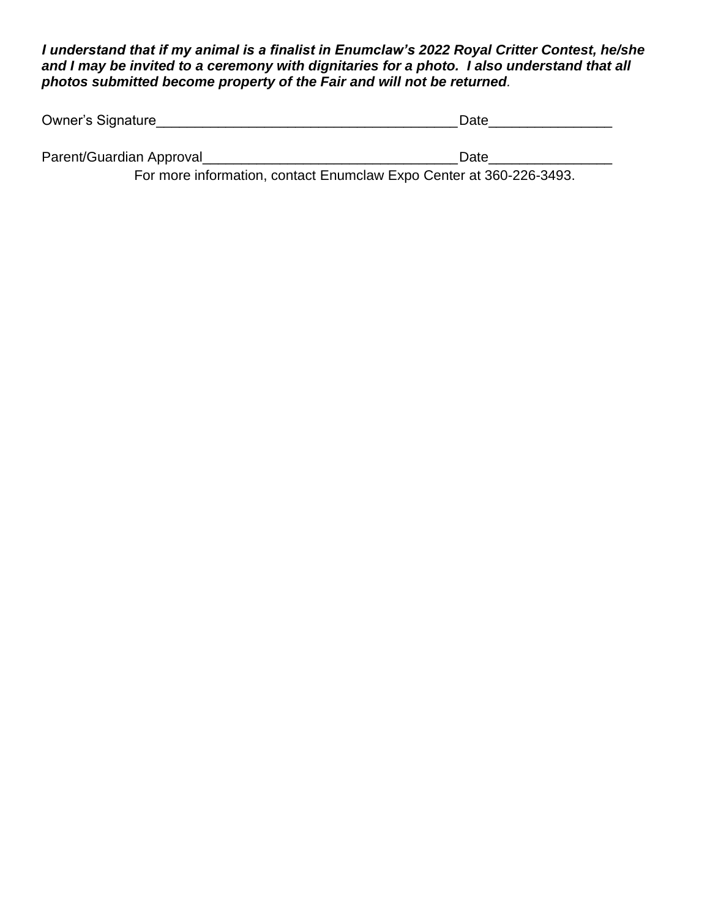***I understand that if my animal is a finalist in Enumclaw's 2022 Royal Critter Contest, he/she and I may be invited to a ceremony with dignitaries for a photo. I also understand that all photos submitted become property of the Fair and will not be returned.***

Owner's Signature_______________________________________Date________________

Parent/Guardian Approval_________________________________Date________________

For more information, contact Enumclaw Expo Center at 360-226-3493.